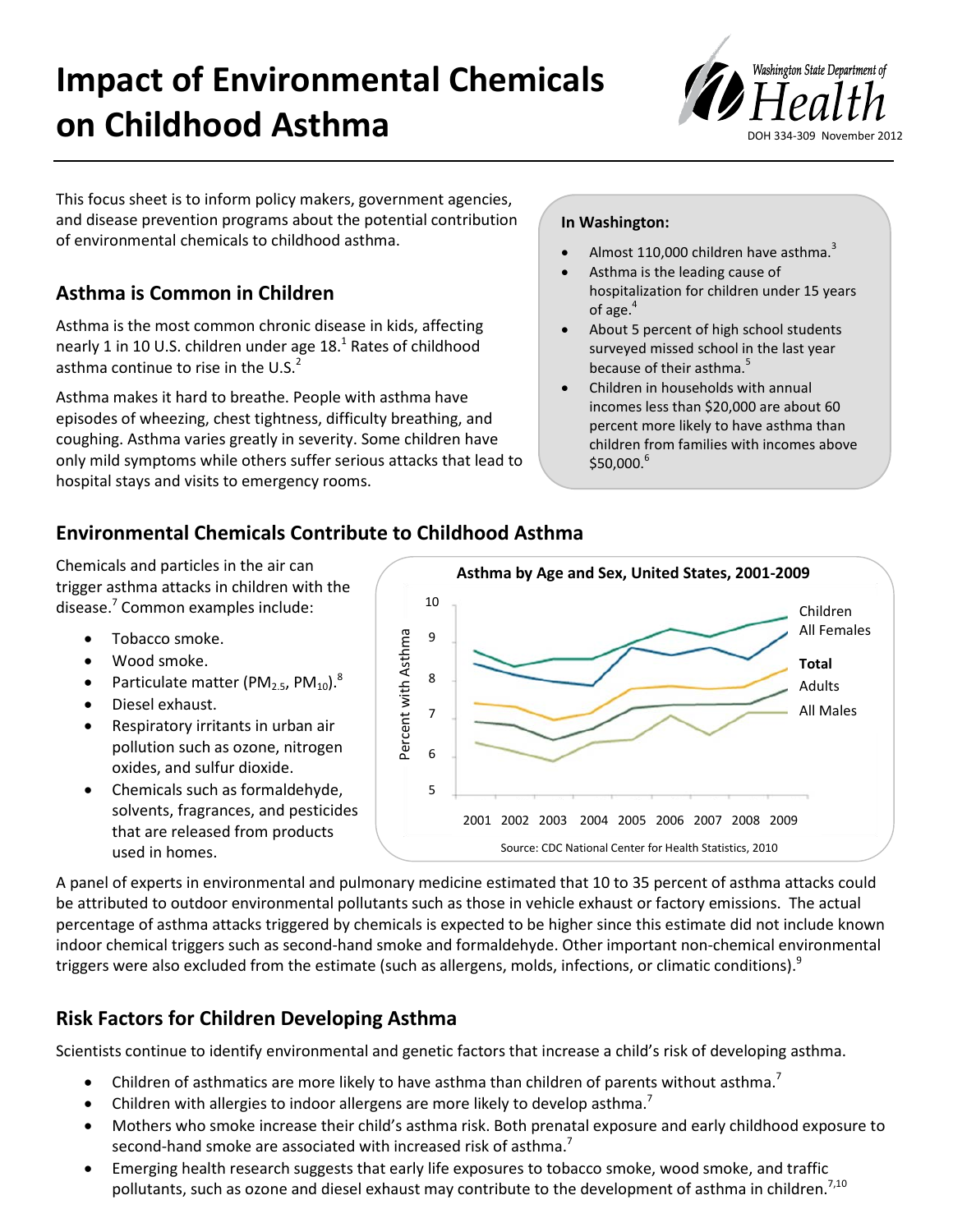# Impact of Environmental Chemicals on Childhood Asthma

Washington State Department of Health

DOH 334-309 November 2012

This focus sheet is to inform policy makers, government agencies, and disease prevention programs about the potential contribution of environmental chemicals to childhood asthma.

## Asthma is Common in Children

Asthma is the most common chronic disease in kids, affecting nearly 1 in 10 U.S. children under age 18.[1] Rates of childhood asthma continue to rise in the U.S.[2]

Asthma makes it hard to breathe. People with asthma have episodes of wheezing, chest tightness, difficulty breathing, and coughing. Asthma varies greatly in severity. Some children have only mild symptoms while others suffer serious attacks that lead to hospital stays and visits to emergency rooms.

**In Washington:**

- Almost 110,000 children have asthma.[3]
- Asthma is the leading cause of hospitalization for children under 15 years of age.[4]
- About 5 percent of high school students surveyed missed school in the last year because of their asthma.[5]
- Children in households with annual incomes less than $20,000 are about 60 percent more likely to have asthma than children from families with incomes above $50,000.[6]

## Environmental Chemicals Contribute to Childhood Asthma

Chemicals and particles in the air can trigger asthma attacks in children with the disease.[7] Common examples include:

- Tobacco smoke.
- Wood smoke.
- Particulate matter ($PM_{2.5}$, $PM_{10}$).[8]
- Diesel exhaust.
- Respiratory irritants in urban air pollution such as ozone, nitrogen oxides, and sulfur dioxide.
- Chemicals such as formaldehyde, solvents, fragrances, and pesticides that are released from products used in homes.

**Asthma by Age and Sex, United States, 2001-2009**

Source: CDC National Center for Health Statistics, 2010

A panel of experts in environmental and pulmonary medicine estimated that 10 to 35 percent of asthma attacks could be attributed to outdoor environmental pollutants such as those in vehicle exhaust or factory emissions. The actual percentage of asthma attacks triggered by chemicals is expected to be higher since this estimate did not include known indoor chemical triggers such as second-hand smoke and formaldehyde. Other important non-chemical environmental triggers were also excluded from the estimate (such as allergens, molds, infections, or climatic conditions).[9]

## Risk Factors for Children Developing Asthma

Scientists continue to identify environmental and genetic factors that increase a child's risk of developing asthma.

- Children of asthmatics are more likely to have asthma than children of parents without asthma.[7]
- Children with allergies to indoor allergens are more likely to develop asthma.[7]
- Mothers who smoke increase their child's asthma risk. Both prenatal exposure and early childhood exposure to second-hand smoke are associated with increased risk of asthma.[7]
- Emerging health research suggests that early life exposures to tobacco smoke, wood smoke, and traffic pollutants, such as ozone and diesel exhaust may contribute to the development of asthma in children.[7,10]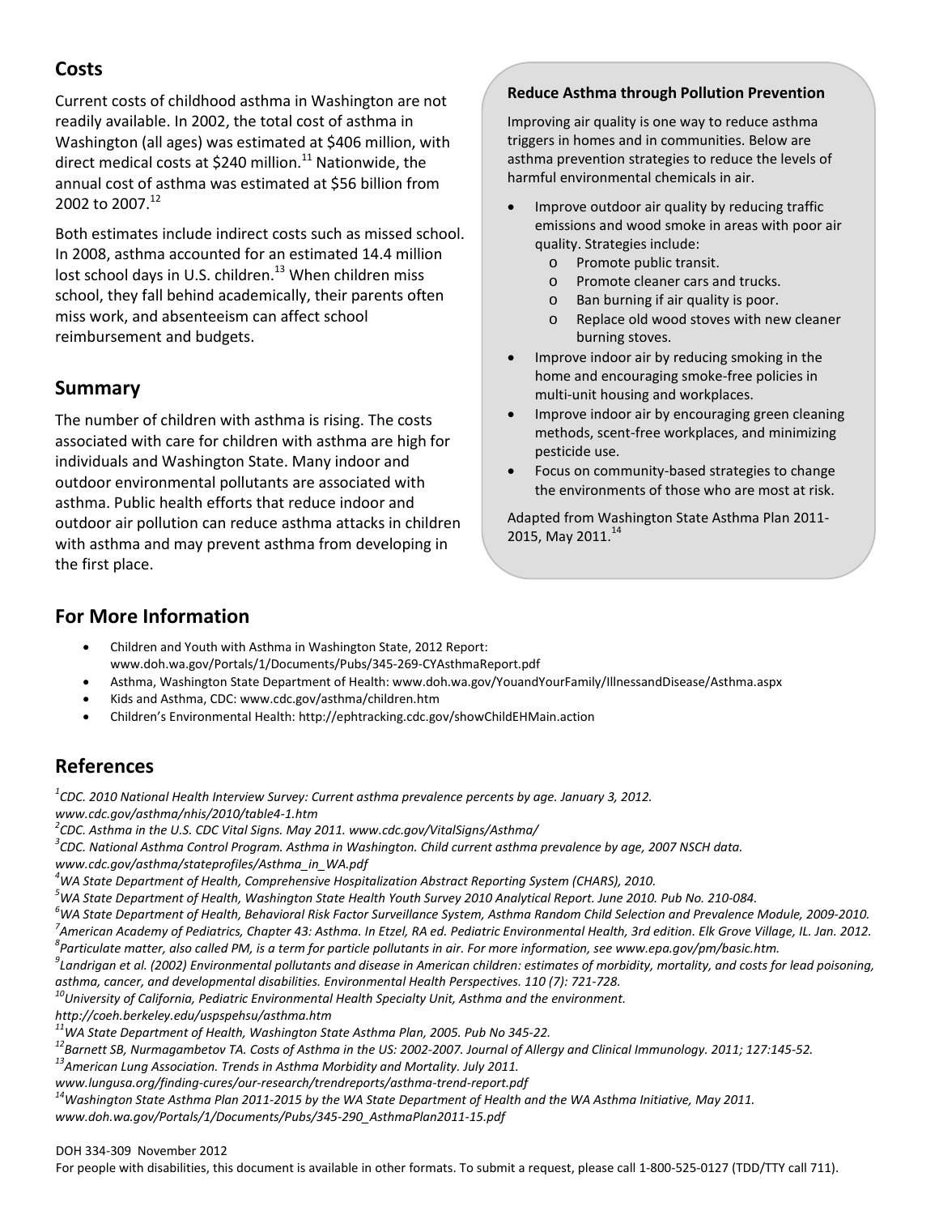## Costs

Current costs of childhood asthma in Washington are not readily available. In 2002, the total cost of asthma in Washington (all ages) was estimated at $406 million, with direct medical costs at $240 million.[11] Nationwide, the annual cost of asthma was estimated at $56 billion from 2002 to 2007.[12]

Both estimates include indirect costs such as missed school. In 2008, asthma accounted for an estimated 14.4 million lost school days in U.S. children.[13] When children miss school, they fall behind academically, their parents often miss work, and absenteeism can affect school reimbursement and budgets.

## Summary

The number of children with asthma is rising. The costs associated with care for children with asthma are high for individuals and Washington State. Many indoor and outdoor environmental pollutants are associated with asthma. Public health efforts that reduce indoor and outdoor air pollution can reduce asthma attacks in children with asthma and may prevent asthma from developing in the first place.

**Reduce Asthma through Pollution Prevention**

Improving air quality is one way to reduce asthma triggers in homes and in communities. Below are asthma prevention strategies to reduce the levels of harmful environmental chemicals in air.

- Improve outdoor air quality by reducing traffic emissions and wood smoke in areas with poor air quality. Strategies include:
  - Promote public transit.
  - Promote cleaner cars and trucks.
  - Ban burning if air quality is poor.
  - Replace old wood stoves with new cleaner burning stoves.
- Improve indoor air by reducing smoking in the home and encouraging smoke-free policies in multi-unit housing and workplaces.
- Improve indoor air by encouraging green cleaning methods, scent-free workplaces, and minimizing pesticide use.
- Focus on community-based strategies to change the environments of those who are most at risk.

Adapted from Washington State Asthma Plan 2011-2015, May 2011.[14]

## For More Information

- Children and Youth with Asthma in Washington State, 2012 Report: www.doh.wa.gov/Portals/1/Documents/Pubs/345-269-CYAsthmaReport.pdf
- Asthma, Washington State Department of Health: www.doh.wa.gov/YouandYourFamily/IllnessandDisease/Asthma.aspx
- Kids and Asthma, CDC: www.cdc.gov/asthma/children.htm
- Children's Environmental Health: http://ephtracking.cdc.gov/showChildEHMain.action

## References

[1] *CDC. 2010 National Health Interview Survey: Current asthma prevalence percents by age. January 3, 2012. www.cdc.gov/asthma/nhis/2010/table4-1.htm*
[2] *CDC. Asthma in the U.S. CDC Vital Signs. May 2011. www.cdc.gov/VitalSigns/Asthma/*
[3] *CDC. National Asthma Control Program. Asthma in Washington. Child current asthma prevalence by age, 2007 NSCH data. www.cdc.gov/asthma/stateprofiles/Asthma_in_WA.pdf*
[4] *WA State Department of Health, Comprehensive Hospitalization Abstract Reporting System (CHARS), 2010.*
[5] *WA State Department of Health, Washington State Health Youth Survey 2010 Analytical Report. June 2010. Pub No. 210-084.*
[6] *WA State Department of Health, Behavioral Risk Factor Surveillance System, Asthma Random Child Selection and Prevalence Module, 2009-2010.*
[7] *American Academy of Pediatrics, Chapter 43: Asthma. In Etzel, RA ed. Pediatric Environmental Health, 3rd edition. Elk Grove Village, IL. Jan. 2012.*
[8] *Particulate matter, also called PM, is a term for particle pollutants in air. For more information, see www.epa.gov/pm/basic.htm.*
[9] *Landrigan et al. (2002) Environmental pollutants and disease in American children: estimates of morbidity, mortality, and costs for lead poisoning, asthma, cancer, and developmental disabilities. Environmental Health Perspectives. 110 (7): 721-728.*
[10] *University of California, Pediatric Environmental Health Specialty Unit, Asthma and the environment. http://coeh.berkeley.edu/uspspehsu/asthma.htm*
[11] *WA State Department of Health, Washington State Asthma Plan, 2005. Pub No 345-22.*
[12] *Barnett SB, Nurmagambetov TA. Costs of Asthma in the US: 2002-2007. Journal of Allergy and Clinical Immunology. 2011; 127:145-52.*
[13] *American Lung Association. Trends in Asthma Morbidity and Mortality. July 2011. www.lungusa.org/finding-cures/our-research/trendreports/asthma-trend-report.pdf*
[14] *Washington State Asthma Plan 2011-2015 by the WA State Department of Health and the WA Asthma Initiative, May 2011. www.doh.wa.gov/Portals/1/Documents/Pubs/345-290_AsthmaPlan2011-15.pdf*

DOH 334-309 November 2012

For people with disabilities, this document is available in other formats. To submit a request, please call 1-800-525-0127 (TDD/TTY call 711).